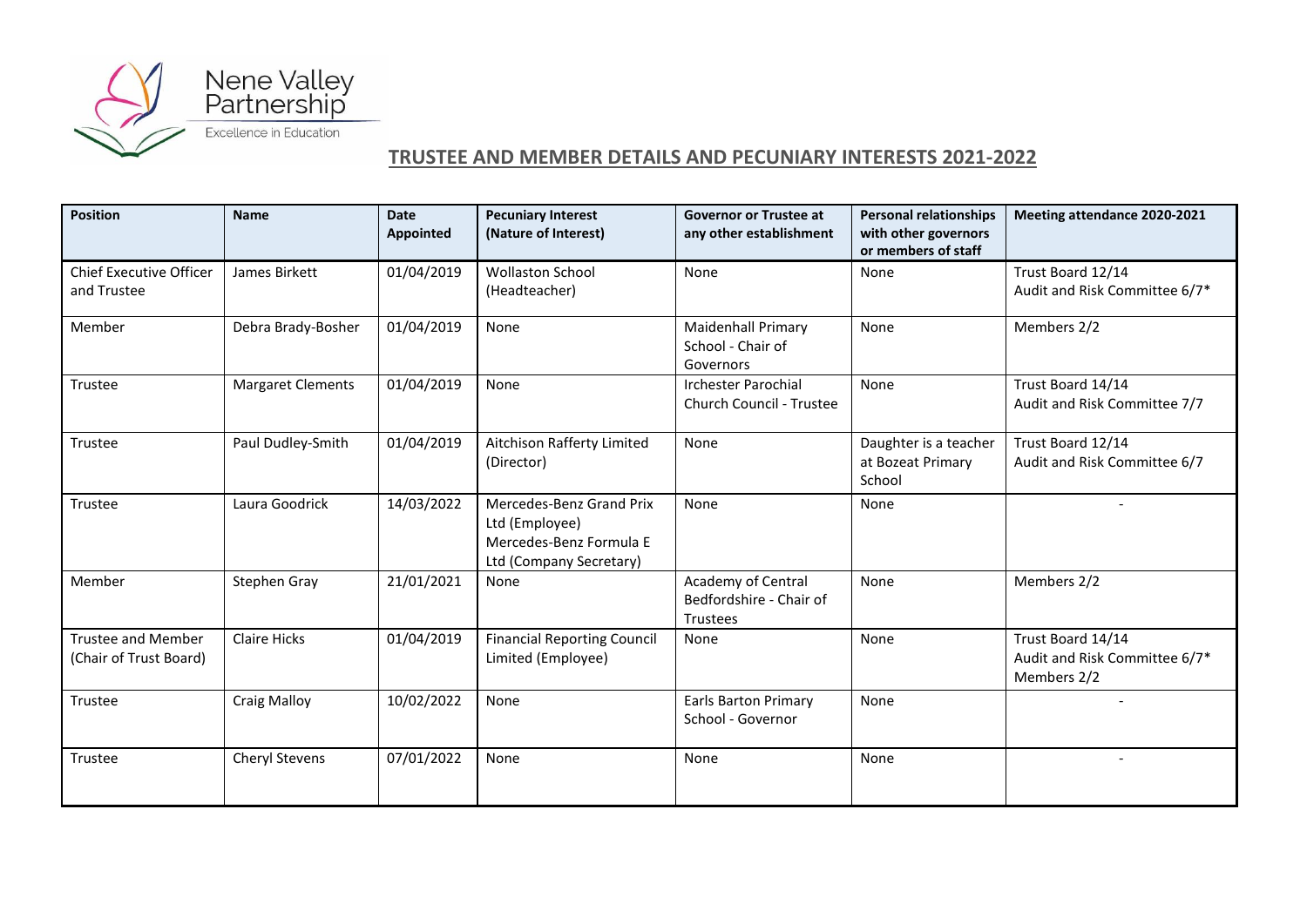Nene Valley Partnership
Excellence in Education

## TRUSTEE AND MEMBER DETAILS AND PECUNIARY INTERESTS 2021-2022

| Position | Name | Date Appointed | Pecuniary Interest (Nature of Interest) | Governor or Trustee at any other establishment | Personal relationships with other governors or members of staff | Meeting attendance 2020-2021 |
|---|---|---|---|---|---|---|
| Chief Executive Officer and Trustee | James Birkett | 01/04/2019 | Wollaston School (Headteacher) | None | None | Trust Board 12/14<br>Audit and Risk Committee 6/7* |
| Member | Debra Brady-Bosher | 01/04/2019 | None | Maidenhall Primary School - Chair of Governors | None | Members 2/2 |
| Trustee | Margaret Clements | 01/04/2019 | None | Irchester Parochial Church Council - Trustee | None | Trust Board 14/14<br>Audit and Risk Committee 7/7 |
| Trustee | Paul Dudley-Smith | 01/04/2019 | Aitchison Rafferty Limited (Director) | None | Daughter is a teacher at Bozeat Primary School | Trust Board 12/14<br>Audit and Risk Committee 6/7 |
| Trustee | Laura Goodrick | 14/03/2022 | Mercedes-Benz Grand Prix Ltd (Employee)<br>Mercedes-Benz Formula E Ltd (Company Secretary) | None | None | - |
| Member | Stephen Gray | 21/01/2021 | None | Academy of Central Bedfordshire - Chair of Trustees | None | Members 2/2 |
| Trustee and Member (Chair of Trust Board) | Claire Hicks | 01/04/2019 | Financial Reporting Council Limited (Employee) | None | None | Trust Board 14/14<br>Audit and Risk Committee 6/7*<br>Members 2/2 |
| Trustee | Craig Malloy | 10/02/2022 | None | Earls Barton Primary School - Governor | None | - |
| Trustee | Cheryl Stevens | 07/01/2022 | None | None | None | - |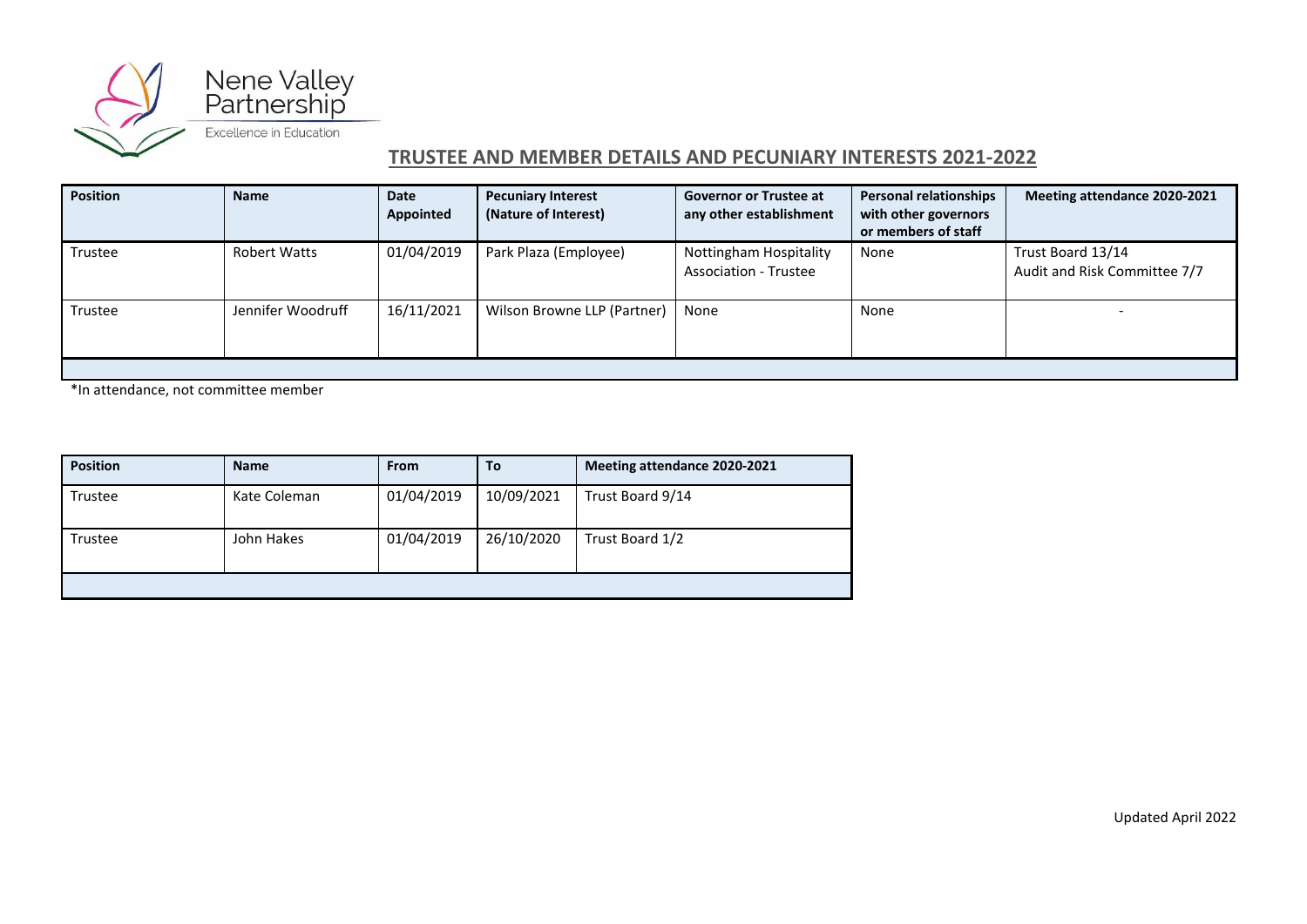Nene Valley Partnership
Excellence in Education

## TRUSTEE AND MEMBER DETAILS AND PECUNIARY INTERESTS 2021-2022

| Position | Name | Date Appointed | Pecuniary Interest (Nature of Interest) | Governor or Trustee at any other establishment | Personal relationships with other governors or members of staff | Meeting attendance 2020-2021 |
|---|---|---|---|---|---|---|
| Trustee | Robert Watts | 01/04/2019 | Park Plaza (Employee) | Nottingham Hospitality Association - Trustee | None | Trust Board 13/14<br>Audit and Risk Committee 7/7 |
| Trustee | Jennifer Woodruff | 16/11/2021 | Wilson Browne LLP (Partner) | None | None | - |

*In attendance, not committee member

| Position | Name | From | To | Meeting attendance 2020-2021 |
|---|---|---|---|---|
| Trustee | Kate Coleman | 01/04/2019 | 10/09/2021 | Trust Board 9/14 |
| Trustee | John Hakes | 01/04/2019 | 26/10/2020 | Trust Board 1/2 |

Updated April 2022